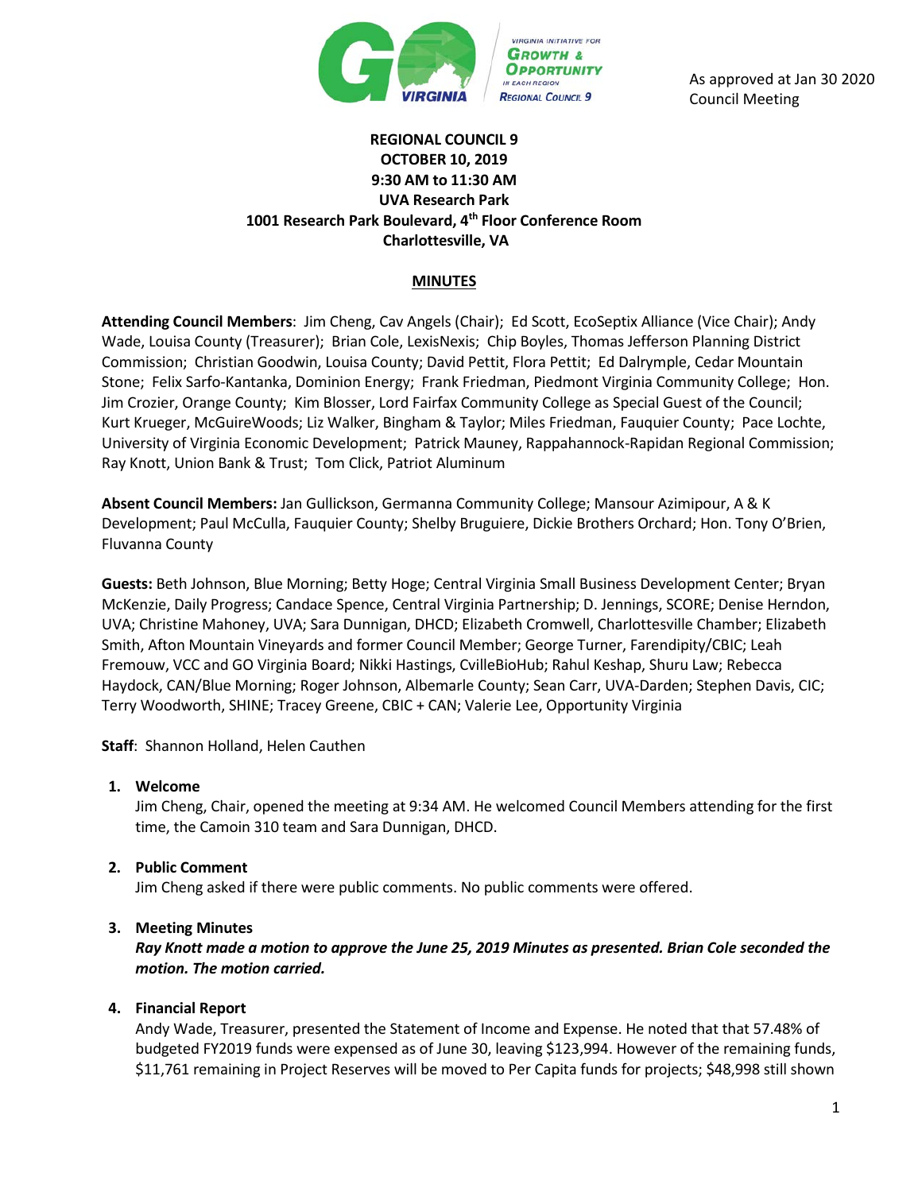As approved at Jan 30 2020 Council Meeting

**REGIONAL COUNCIL 9**
**OCTOBER 10, 2019**
**9:30 AM to 11:30 AM**
**UVA Research Park**
**1001 Research Park Boulevard, 4th Floor Conference Room**
**Charlottesville, VA**

**MINUTES**

**Attending Council Members**: Jim Cheng, Cav Angels (Chair); Ed Scott, EcoSeptix Alliance (Vice Chair); Andy Wade, Louisa County (Treasurer); Brian Cole, LexisNexis; Chip Boyles, Thomas Jefferson Planning District Commission; Christian Goodwin, Louisa County; David Pettit, Flora Pettit; Ed Dalrymple, Cedar Mountain Stone; Felix Sarfo-Kantanka, Dominion Energy; Frank Friedman, Piedmont Virginia Community College; Hon. Jim Crozier, Orange County; Kim Blosser, Lord Fairfax Community College as Special Guest of the Council; Kurt Krueger, McGuireWoods; Liz Walker, Bingham & Taylor; Miles Friedman, Fauquier County; Pace Lochte, University of Virginia Economic Development; Patrick Mauney, Rappahannock-Rapidan Regional Commission; Ray Knott, Union Bank & Trust; Tom Click, Patriot Aluminum

**Absent Council Members:** Jan Gullickson, Germanna Community College; Mansour Azimipour, A & K Development; Paul McCulla, Fauquier County; Shelby Bruguiere, Dickie Brothers Orchard; Hon. Tony O'Brien, Fluvanna County

**Guests:** Beth Johnson, Blue Morning; Betty Hoge; Central Virginia Small Business Development Center; Bryan McKenzie, Daily Progress; Candace Spence, Central Virginia Partnership; D. Jennings, SCORE; Denise Herndon, UVA; Christine Mahoney, UVA; Sara Dunnigan, DHCD; Elizabeth Cromwell, Charlottesville Chamber; Elizabeth Smith, Afton Mountain Vineyards and former Council Member; George Turner, Farendipity/CBIC; Leah Fremouw, VCC and GO Virginia Board; Nikki Hastings, CvilleBioHub; Rahul Keshap, Shuru Law; Rebecca Haydock, CAN/Blue Morning; Roger Johnson, Albemarle County; Sean Carr, UVA-Darden; Stephen Davis, CIC; Terry Woodworth, SHINE; Tracey Greene, CBIC + CAN; Valerie Lee, Opportunity Virginia

**Staff**: Shannon Holland, Helen Cauthen

1. **Welcome**
   Jim Cheng, Chair, opened the meeting at 9:34 AM. He welcomed Council Members attending for the first time, the Camoin 310 team and Sara Dunnigan, DHCD.

2. **Public Comment**
   Jim Cheng asked if there were public comments. No public comments were offered.

3. **Meeting Minutes**
   ***Ray Knott made a motion to approve the June 25, 2019 Minutes as presented. Brian Cole seconded the motion. The motion carried.***

4. **Financial Report**
   Andy Wade, Treasurer, presented the Statement of Income and Expense. He noted that that 57.48% of budgeted FY2019 funds were expensed as of June 30, leaving $123,994. However of the remaining funds, $11,761 remaining in Project Reserves will be moved to Per Capita funds for projects; $48,998 still shown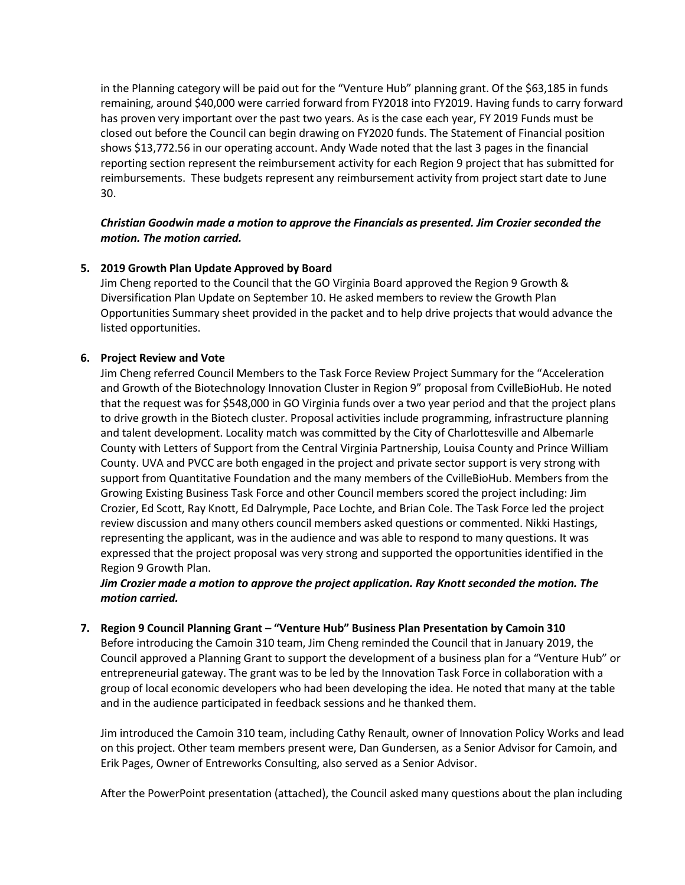in the Planning category will be paid out for the "Venture Hub" planning grant. Of the $63,185 in funds remaining, around $40,000 were carried forward from FY2018 into FY2019. Having funds to carry forward has proven very important over the past two years. As is the case each year, FY 2019 Funds must be closed out before the Council can begin drawing on FY2020 funds. The Statement of Financial position shows $13,772.56 in our operating account. Andy Wade noted that the last 3 pages in the financial reporting section represent the reimbursement activity for each Region 9 project that has submitted for reimbursements. These budgets represent any reimbursement activity from project start date to June 30.

***Christian Goodwin made a motion to approve the Financials as presented. Jim Crozier seconded the motion. The motion carried.***

5. **2019 Growth Plan Update Approved by Board**
   Jim Cheng reported to the Council that the GO Virginia Board approved the Region 9 Growth & Diversification Plan Update on September 10. He asked members to review the Growth Plan Opportunities Summary sheet provided in the packet and to help drive projects that would advance the listed opportunities.

6. **Project Review and Vote**
   Jim Cheng referred Council Members to the Task Force Review Project Summary for the "Acceleration and Growth of the Biotechnology Innovation Cluster in Region 9" proposal from CvilleBioHub. He noted that the request was for $548,000 in GO Virginia funds over a two year period and that the project plans to drive growth in the Biotech cluster. Proposal activities include programming, infrastructure planning and talent development. Locality match was committed by the City of Charlottesville and Albemarle County with Letters of Support from the Central Virginia Partnership, Louisa County and Prince William County. UVA and PVCC are both engaged in the project and private sector support is very strong with support from Quantitative Foundation and the many members of the CvilleBioHub. Members from the Growing Existing Business Task Force and other Council members scored the project including: Jim Crozier, Ed Scott, Ray Knott, Ed Dalrymple, Pace Lochte, and Brian Cole. The Task Force led the project review discussion and many others council members asked questions or commented. Nikki Hastings, representing the applicant, was in the audience and was able to respond to many questions. It was expressed that the project proposal was very strong and supported the opportunities identified in the Region 9 Growth Plan.
   ***Jim Crozier made a motion to approve the project application. Ray Knott seconded the motion. The motion carried.***

7. **Region 9 Council Planning Grant – "Venture Hub" Business Plan Presentation by Camoin 310**
   Before introducing the Camoin 310 team, Jim Cheng reminded the Council that in January 2019, the Council approved a Planning Grant to support the development of a business plan for a "Venture Hub" or entrepreneurial gateway. The grant was to be led by the Innovation Task Force in collaboration with a group of local economic developers who had been developing the idea. He noted that many at the table and in the audience participated in feedback sessions and he thanked them.

   Jim introduced the Camoin 310 team, including Cathy Renault, owner of Innovation Policy Works and lead on this project. Other team members present were, Dan Gundersen, as a Senior Advisor for Camoin, and Erik Pages, Owner of Entreworks Consulting, also served as a Senior Advisor.

   After the PowerPoint presentation (attached), the Council asked many questions about the plan including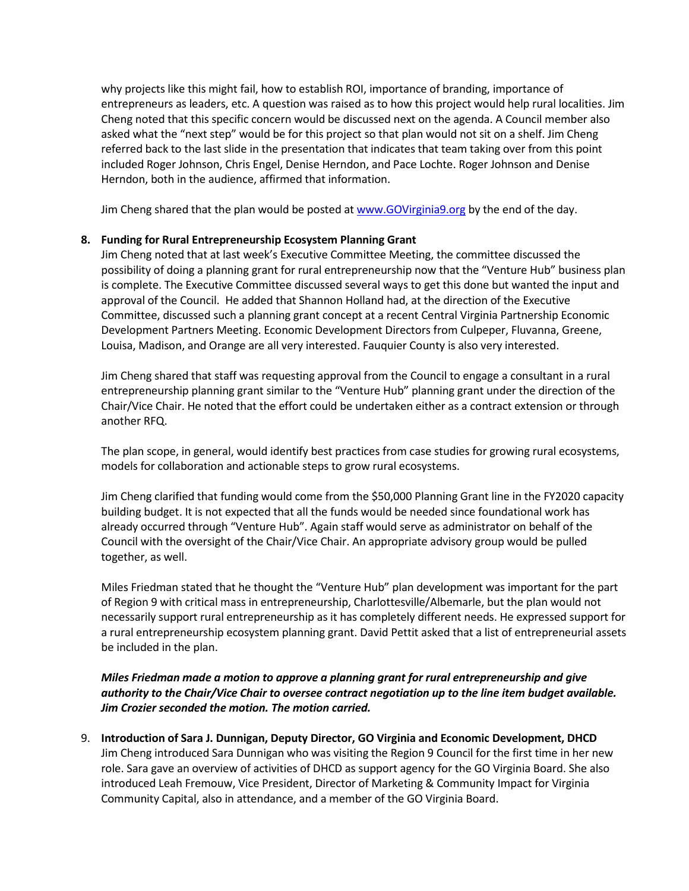why projects like this might fail, how to establish ROI, importance of branding, importance of entrepreneurs as leaders, etc. A question was raised as to how this project would help rural localities. Jim Cheng noted that this specific concern would be discussed next on the agenda. A Council member also asked what the "next step" would be for this project so that plan would not sit on a shelf. Jim Cheng referred back to the last slide in the presentation that indicates that team taking over from this point included Roger Johnson, Chris Engel, Denise Herndon, and Pace Lochte. Roger Johnson and Denise Herndon, both in the audience, affirmed that information.

Jim Cheng shared that the plan would be posted at [www.GOVirginia9.org](http://www.GOVirginia9.org) by the end of the day.

8. **Funding for Rural Entrepreneurship Ecosystem Planning Grant**

   Jim Cheng noted that at last week's Executive Committee Meeting, the committee discussed the possibility of doing a planning grant for rural entrepreneurship now that the "Venture Hub" business plan is complete. The Executive Committee discussed several ways to get this done but wanted the input and approval of the Council. He added that Shannon Holland had, at the direction of the Executive Committee, discussed such a planning grant concept at a recent Central Virginia Partnership Economic Development Partners Meeting. Economic Development Directors from Culpeper, Fluvanna, Greene, Louisa, Madison, and Orange are all very interested. Fauquier County is also very interested.

   Jim Cheng shared that staff was requesting approval from the Council to engage a consultant in a rural entrepreneurship planning grant similar to the "Venture Hub" planning grant under the direction of the Chair/Vice Chair. He noted that the effort could be undertaken either as a contract extension or through another RFQ.

   The plan scope, in general, would identify best practices from case studies for growing rural ecosystems, models for collaboration and actionable steps to grow rural ecosystems.

   Jim Cheng clarified that funding would come from the $50,000 Planning Grant line in the FY2020 capacity building budget. It is not expected that all the funds would be needed since foundational work has already occurred through "Venture Hub". Again staff would serve as administrator on behalf of the Council with the oversight of the Chair/Vice Chair. An appropriate advisory group would be pulled together, as well.

   Miles Friedman stated that he thought the "Venture Hub" plan development was important for the part of Region 9 with critical mass in entrepreneurship, Charlottesville/Albemarle, but the plan would not necessarily support rural entrepreneurship as it has completely different needs. He expressed support for a rural entrepreneurship ecosystem planning grant. David Pettit asked that a list of entrepreneurial assets be included in the plan.

   ***Miles Friedman made a motion to approve a planning grant for rural entrepreneurship and give authority to the Chair/Vice Chair to oversee contract negotiation up to the line item budget available. Jim Crozier seconded the motion. The motion carried.***

9. **Introduction of Sara J. Dunnigan, Deputy Director, GO Virginia and Economic Development, DHCD**

   Jim Cheng introduced Sara Dunnigan who was visiting the Region 9 Council for the first time in her new role. Sara gave an overview of activities of DHCD as support agency for the GO Virginia Board. She also introduced Leah Fremouw, Vice President, Director of Marketing & Community Impact for Virginia Community Capital, also in attendance, and a member of the GO Virginia Board.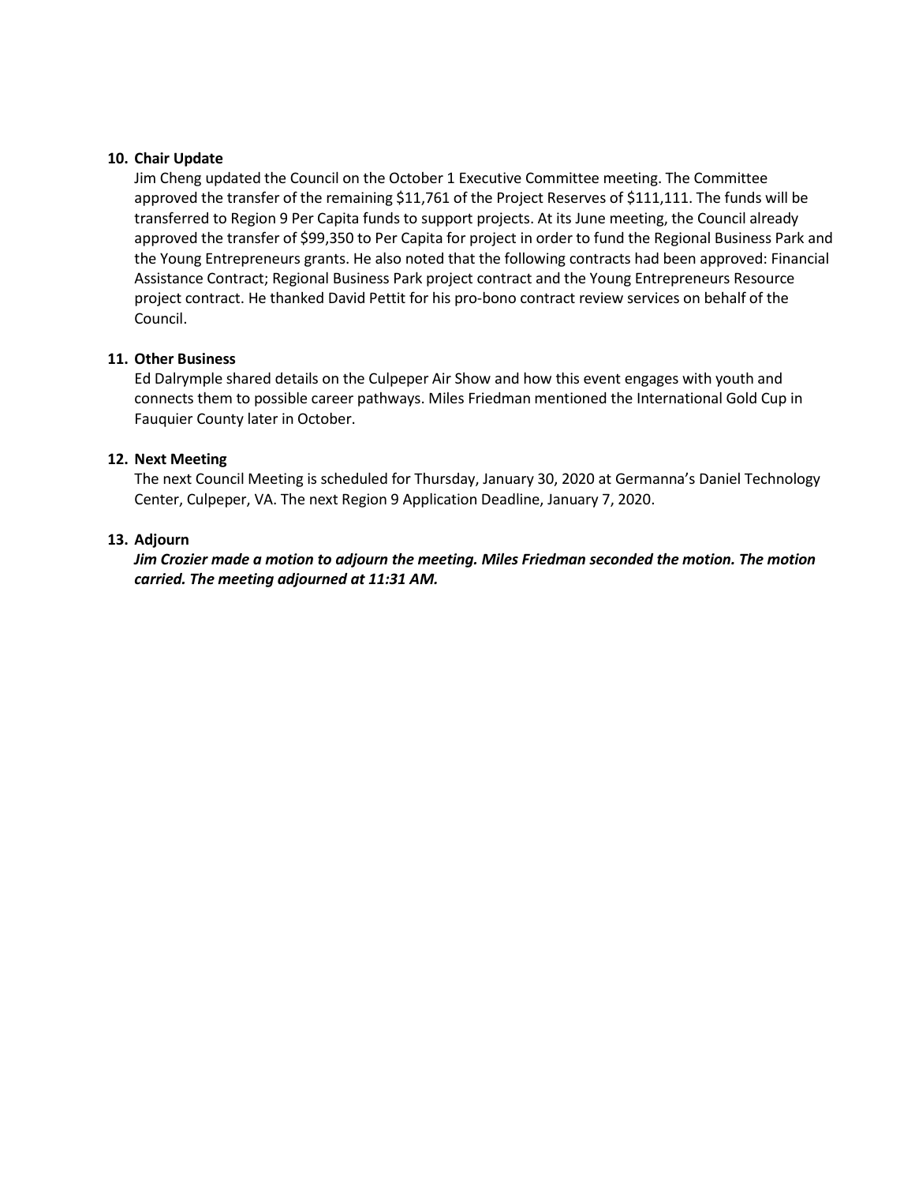**10. Chair Update**

Jim Cheng updated the Council on the October 1 Executive Committee meeting. The Committee approved the transfer of the remaining $11,761 of the Project Reserves of $111,111. The funds will be transferred to Region 9 Per Capita funds to support projects. At its June meeting, the Council already approved the transfer of $99,350 to Per Capita for project in order to fund the Regional Business Park and the Young Entrepreneurs grants. He also noted that the following contracts had been approved: Financial Assistance Contract; Regional Business Park project contract and the Young Entrepreneurs Resource project contract. He thanked David Pettit for his pro-bono contract review services on behalf of the Council.

**11. Other Business**

Ed Dalrymple shared details on the Culpeper Air Show and how this event engages with youth and connects them to possible career pathways. Miles Friedman mentioned the International Gold Cup in Fauquier County later in October.

**12. Next Meeting**

The next Council Meeting is scheduled for Thursday, January 30, 2020 at Germanna's Daniel Technology Center, Culpeper, VA. The next Region 9 Application Deadline, January 7, 2020.

**13. Adjourn**

***Jim Crozier made a motion to adjourn the meeting. Miles Friedman seconded the motion. The motion carried. The meeting adjourned at 11:31 AM.***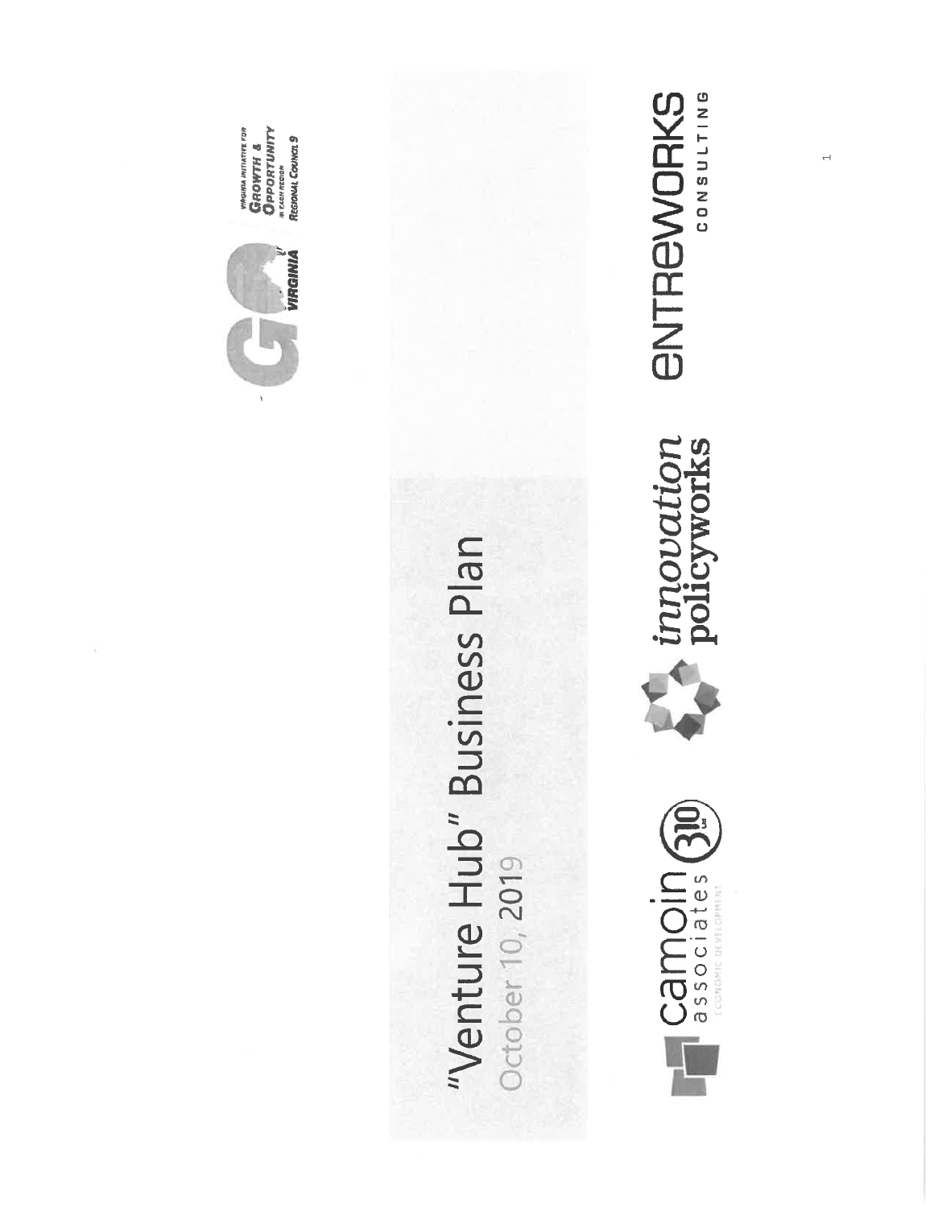# "Venture Hub" Business Plan

October 10, 2019

VIRGINIA INITIATIVE FOR GROWTH & OPPORTUNITY IN EACH REGION
REGIONAL COUNCIL 9

camoin associates ECONOMIC DEVELOPMENT

innovation policyworks

ENTREWORKS CONSULTING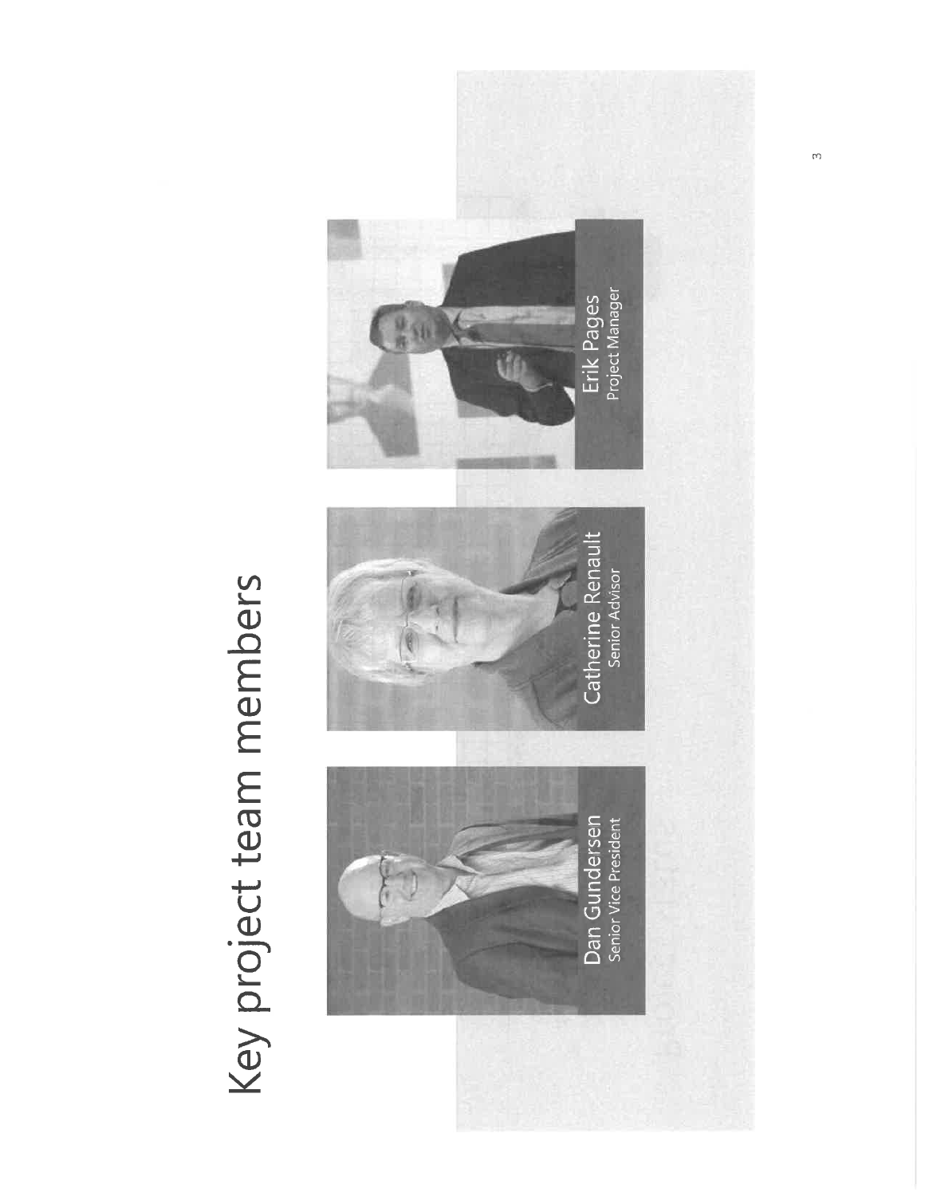# Key project team members

**Dan Gundersen**
Senior Vice President

**Catherine Renault**
Senior Advisor

**Erik Pages**
Project Manager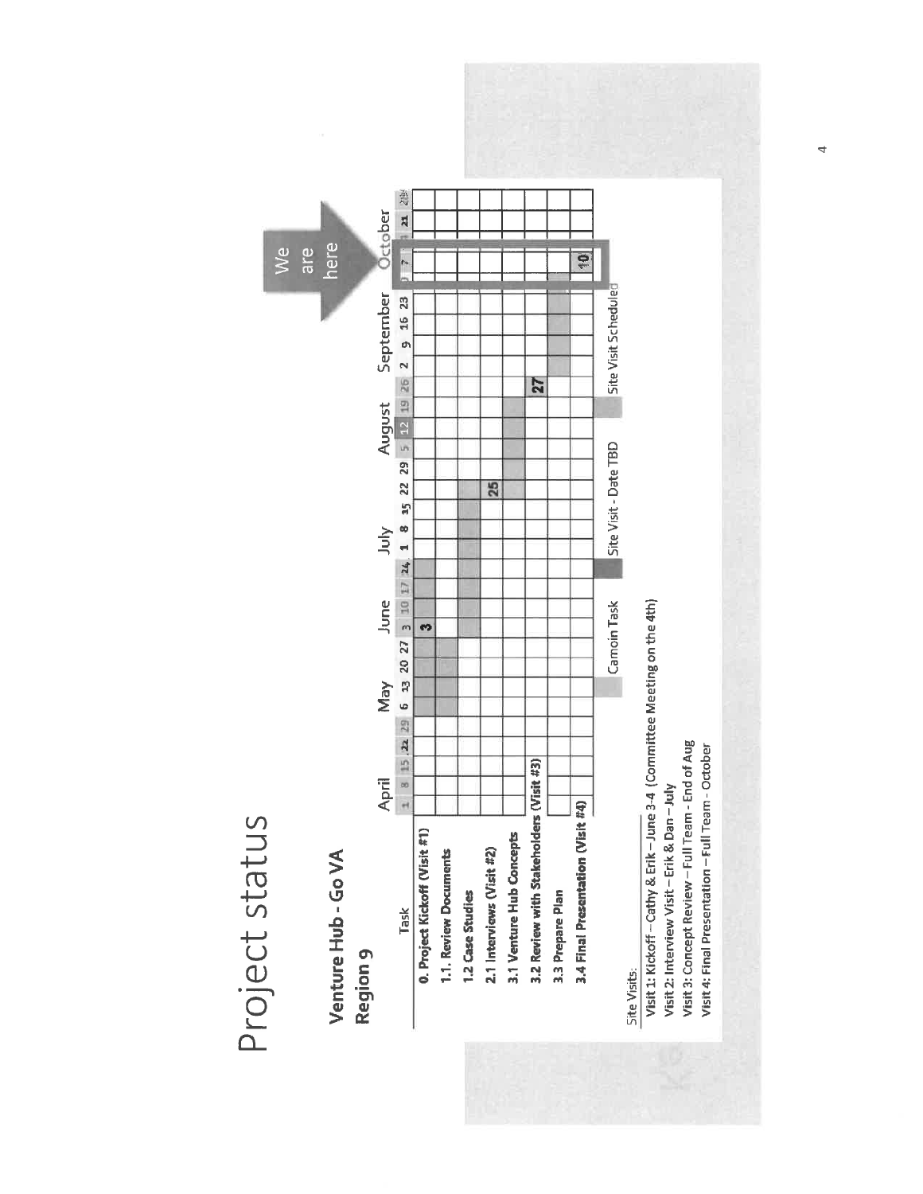# Project status

## Venture Hub - Go VA Region 9

| Task | April 1 | 8 | 15 | 22 | 29 | May 6 | 13 | 20 | 27 | June 3 | 10 | 17 | 24 | July 1 | 8 | 15 | 22 | 29 | August 5 | 12 | 19 | 26 | September 2 | 9 | 16 | 23 | October 30 | 7 | 14 | 21 | 28 |
|---|---|---|---|---|---|---|---|---|---|---|---|---|---|---|---|---|---|---|---|---|---|---|---|---|---|---|---|---|---|---|---|
| **0. Project Kickoff (Visit #1)** | | | | | | | | | | 3 | | | | | | | | | | | | | | | | | | | | | |
| **1.1. Review Documents** | | | | | | | | | | | | | | | | | | | | | | | | | | | | | | | |
| **1.2 Case Studies** | | | | | | | | | | | | | | | | | | | | | | | | | | | | | | | |
| **2.1 Interviews (Visit #2)** | | | | | | | | | | | | | | | | | 25 | | | | | | | | | | | | | | |
| **3.1 Venture Hub Concepts** | | | | | | | | | | | | | | | | | | | | | | | | | | | | | | | |
| **3.2 Review with Stakeholders (Visit #3)** | | | | | | | | | | | | | | | | | | | | | | 27 | | | | | | | | | |
| **3.3 Prepare Plan** | | | | | | | | | | | | | | | | | | | | | | | | | | | | | | | |
| **3.4 Final Presentation (Visit #4)** | | | | | | | | | | | | | | | | | | | | | | | | | | | | 10 | | | |

We are here

Legend: Camoin Task; Site Visit - Date TBD; Site Visit Scheduled

Site Visits:

**Visit 1: Kickoff – Cathy & Erik – June 3-4 (Committee Meeting on the 4th)**
**Visit 2: Interview Visit – Erik & Dan – July**
**Visit 3: Concept Review – Full Team - End of Aug**
**Visit 4: Final Presentation – Full Team - October**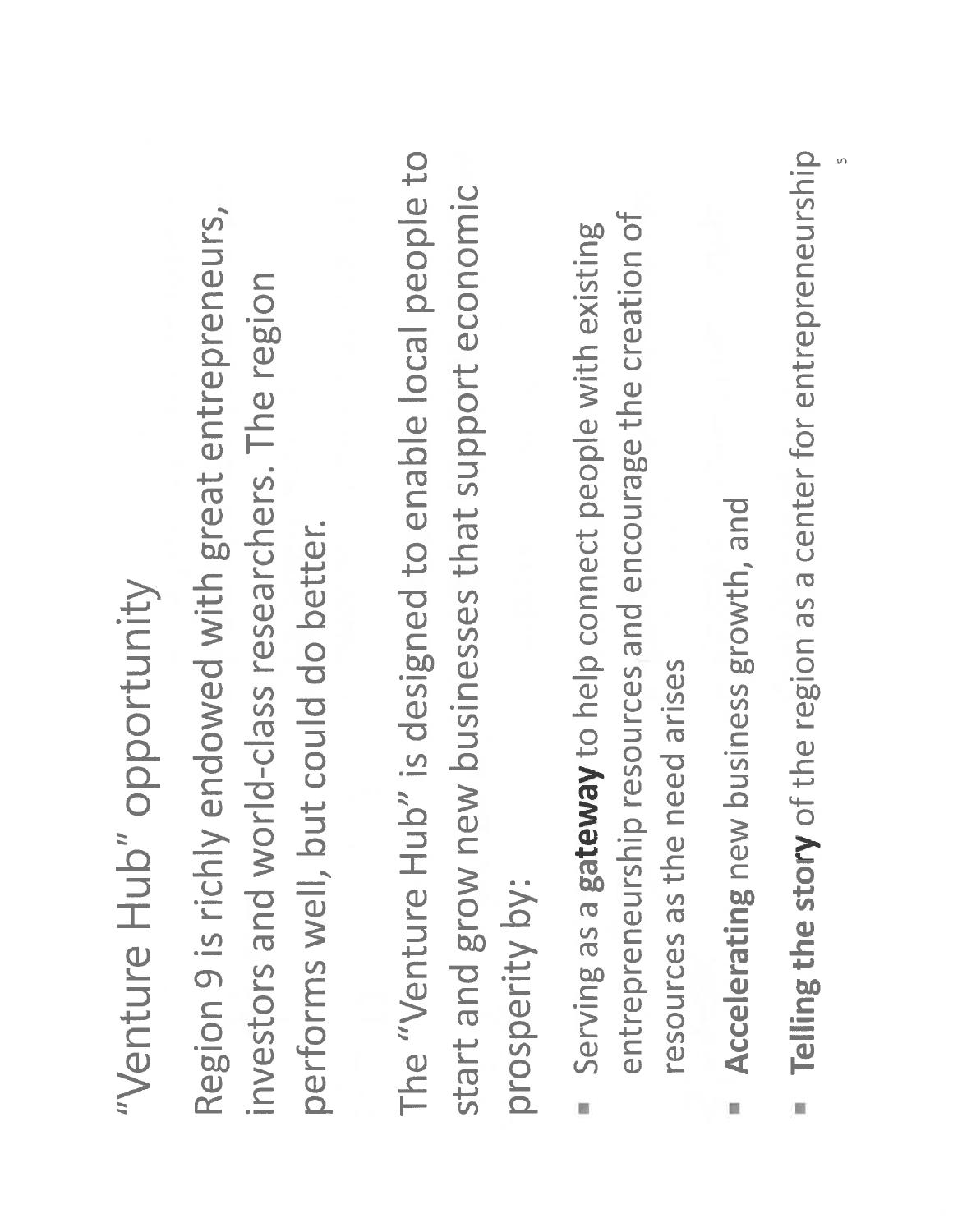# "Venture Hub" opportunity

Region 9 is richly endowed with great entrepreneurs, investors and world-class researchers. The region performs well, but could do better.

The "Venture Hub" is designed to enable local people to start and grow new businesses that support economic prosperity by:

- Serving as a **gateway** to help connect people with existing entrepreneurship resources and encourage the creation of resources as the need arises
- **Accelerating** new business growth, and
- **Telling the story** of the region as a center for entrepreneurship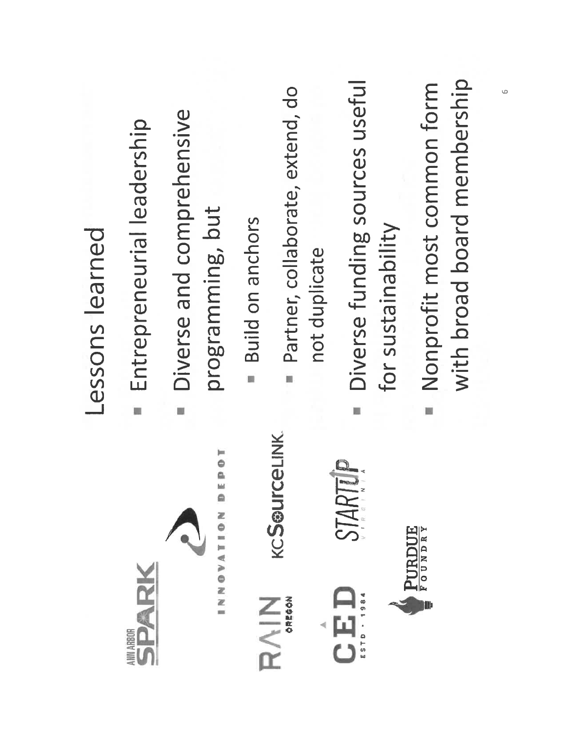## Lessons learned

- Entrepreneurial leadership
- Diverse and comprehensive programming, but
  - Build on anchors
  - Partner, collaborate, extend, do not duplicate
- Diverse funding sources useful for sustainability
- Nonprofit most common form with broad board membership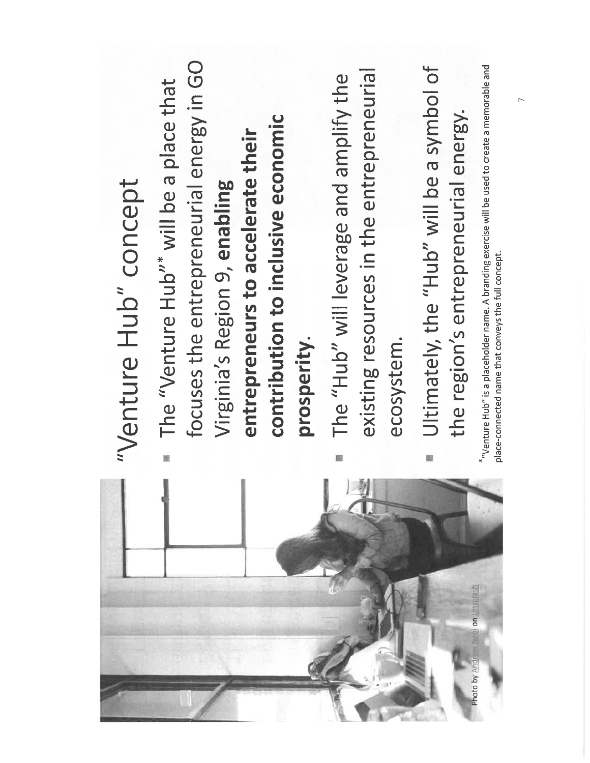# "Venture Hub" concept

- The "Venture Hub"* will be a place that focuses the entrepreneurial energy in GO Virginia's Region 9, **enabling entrepreneurs to accelerate their contribution to inclusive economic prosperity**.
- The "Hub" will leverage and amplify the existing resources in the entrepreneurial ecosystem.
- Ultimately, the "Hub" will be a symbol of the region's entrepreneurial energy.

*"Venture Hub" is a placeholder name. A branding exercise will be used to create a memorable and place-connected name that conveys the full concept.

Photo by Andrew Neel on Unsplash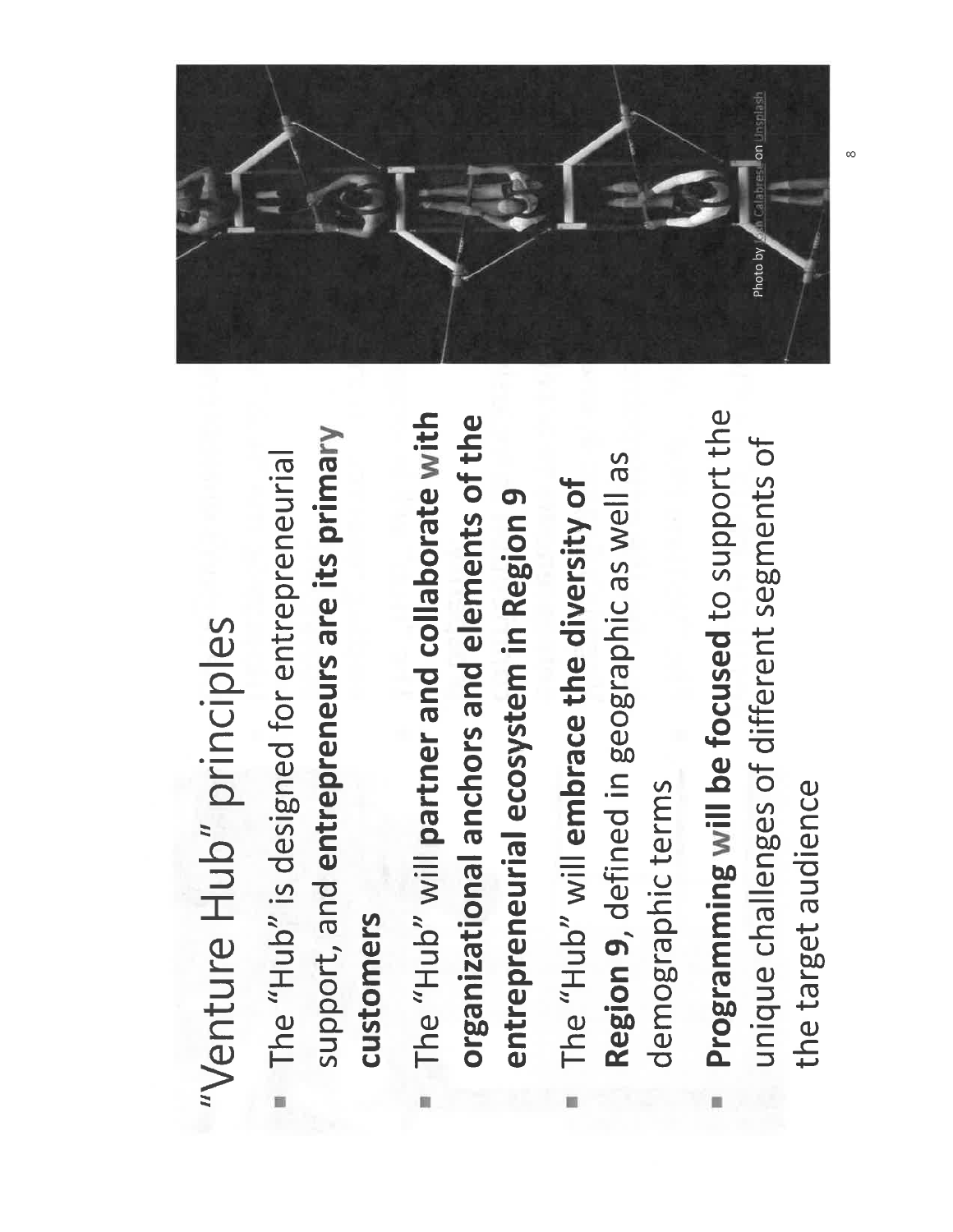# "Venture Hub" principles

- The "Hub" is designed for entrepreneurial support, and **entrepreneurs are its primary customers**
- The "Hub" will **partner and collaborate with organizational anchors and elements of the entrepreneurial ecosystem in Region 9**
- The "Hub" will **embrace the diversity of Region 9**, defined in geographic as well as demographic terms
- **Programming will be focused** to support the unique challenges of different segments of the target audience

Photo by John Calabrese on Unsplash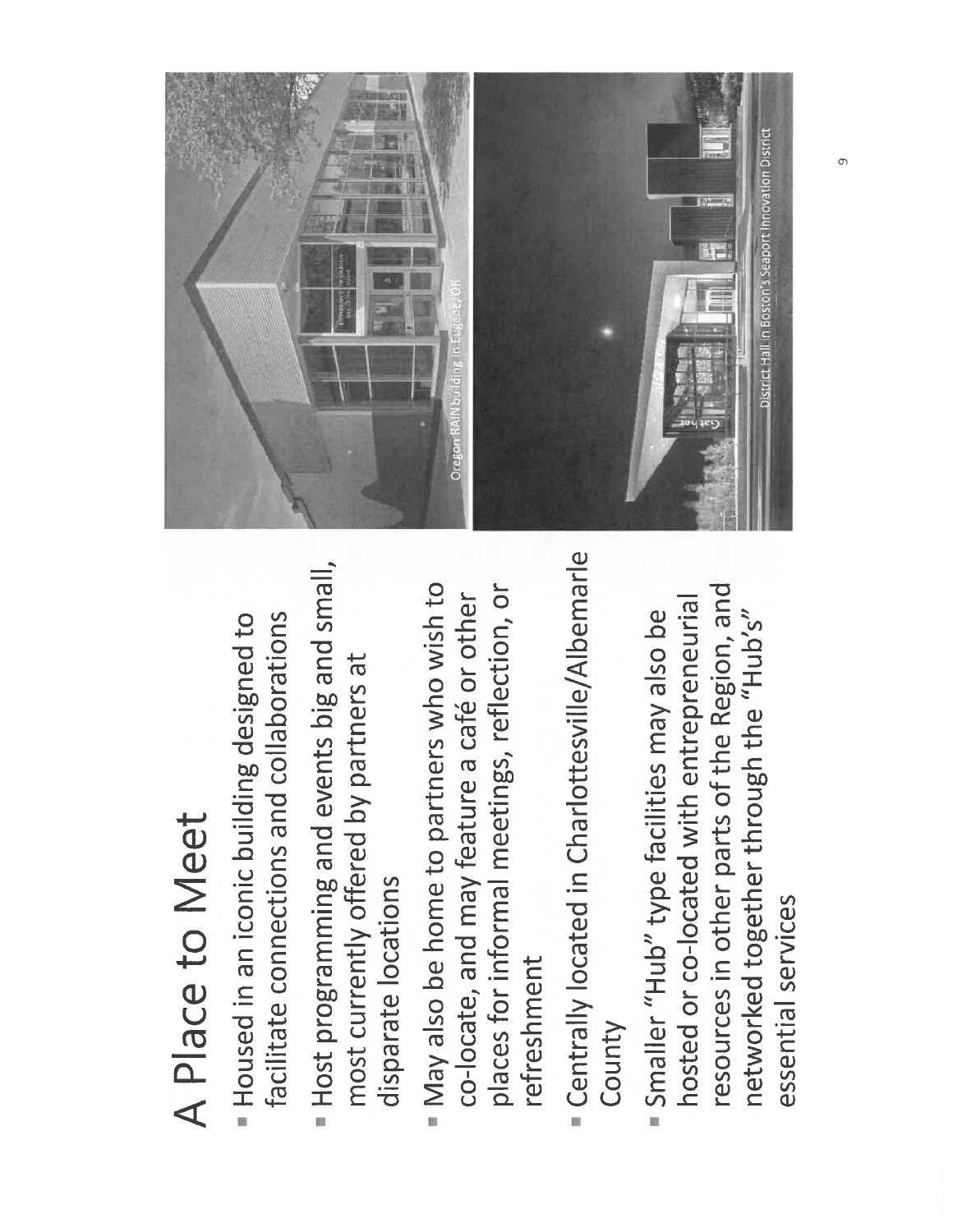# A Place to Meet

- Housed in an iconic building designed to facilitate connections and collaborations
- Host programming and events big and small, most currently offered by partners at disparate locations
- May also be home to partners who wish to co-locate, and may feature a café or other places for informal meetings, reflection, or refreshment
- Centrally located in Charlottesville/Albemarle County
- Smaller "Hub" type facilities may also be hosted or co-located with entrepreneurial resources in other parts of the Region, and networked together through the "Hub's" essential services

Oregon RAIN building in Eugene, OR

District Hall in Boston's Seaport Innovation District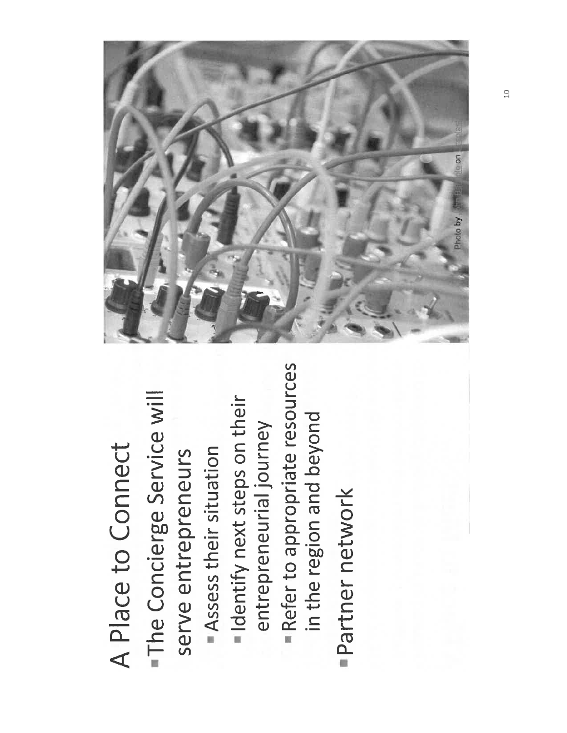# A Place to Connect

- The Concierge Service will serve entrepreneurs
  - Assess their situation
  - Identify next steps on their entrepreneurial journey
  - Refer to appropriate resources in the region and beyond
- Partner network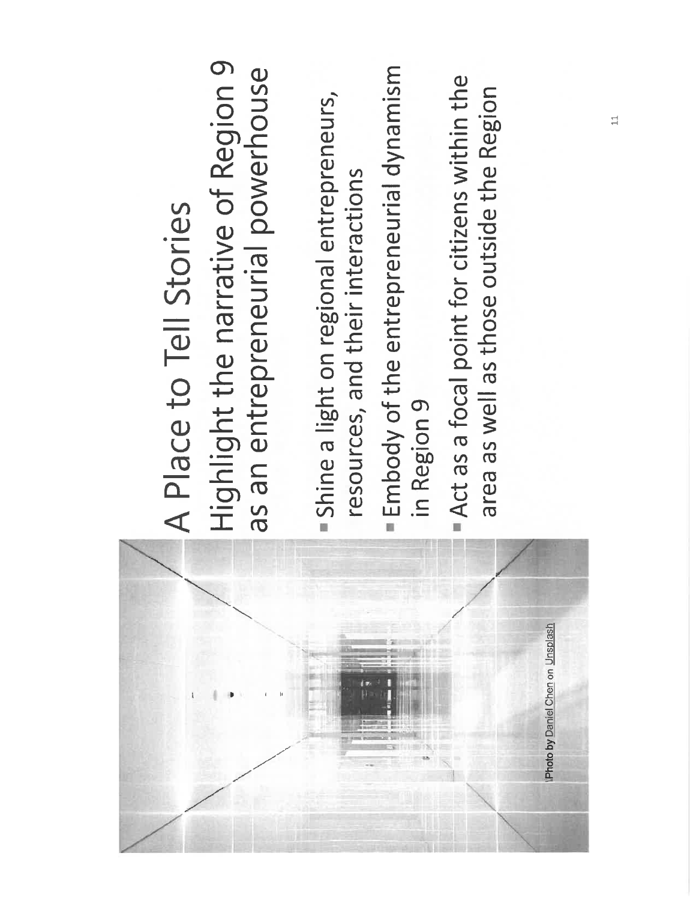# A Place to Tell Stories

## Highlight the narrative of Region 9 as an entrepreneurial powerhouse

- Shine a light on regional entrepreneurs, resources, and their interactions
- Embody of the entrepreneurial dynamism in Region 9
- Act as a focal point for citizens within the area as well as those outside the Region

Photo by Daniel Chen on Unsplash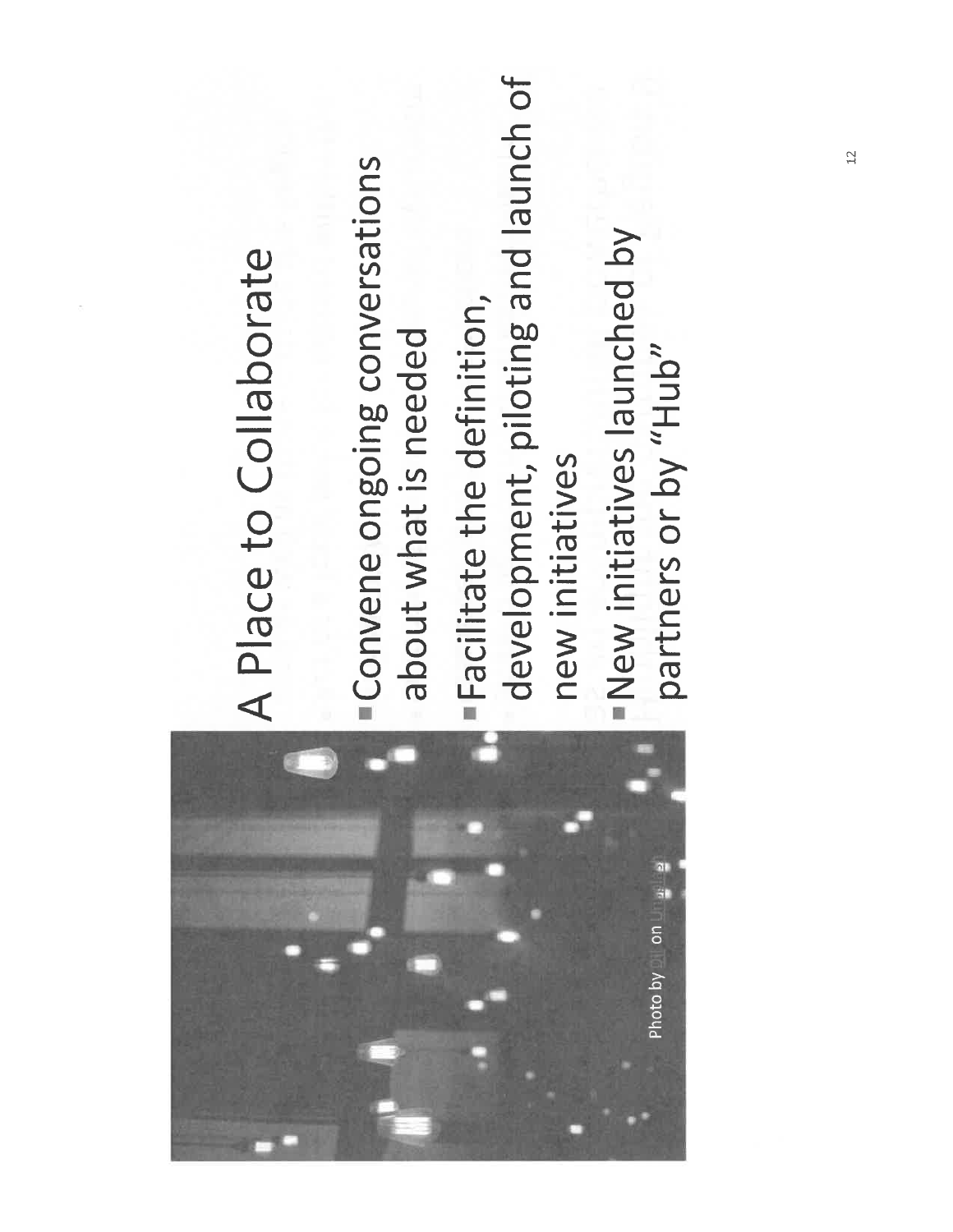# A Place to Collaborate

- Convene ongoing conversations about what is needed
- Facilitate the definition, development, piloting and launch of new initiatives
- New initiatives launched by partners or by "Hub"

Photo by on Unsplash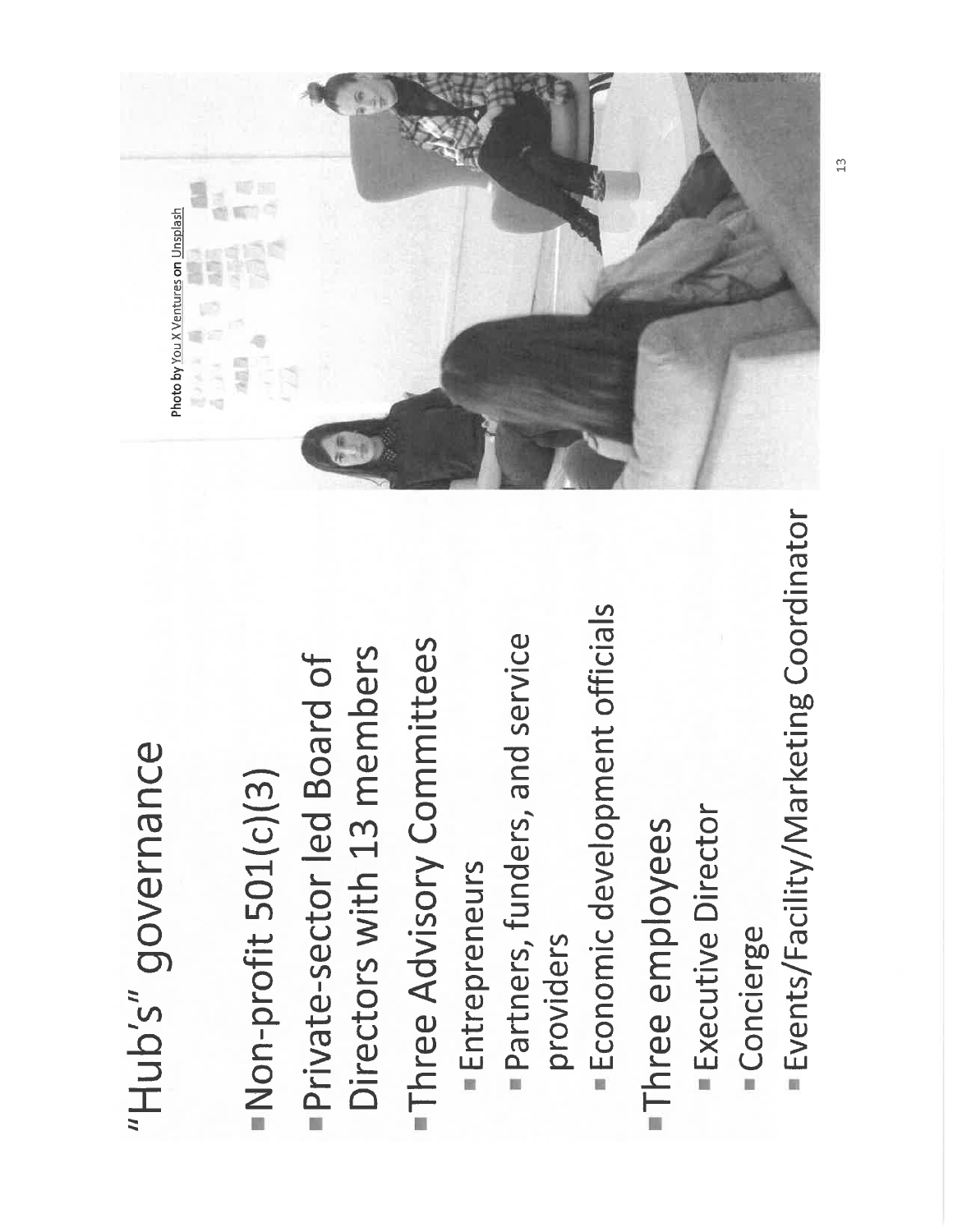# "Hub's" governance

- Non-profit 501(c)(3)
- Private-sector led Board of Directors with 13 members
- Three Advisory Committees
  - Entrepreneurs
  - Partners, funders, and service providers
  - Economic development officials
- Three employees
  - Executive Director
  - Concierge
  - Events/Facility/Marketing Coordinator

Photo by You X Ventures on Unsplash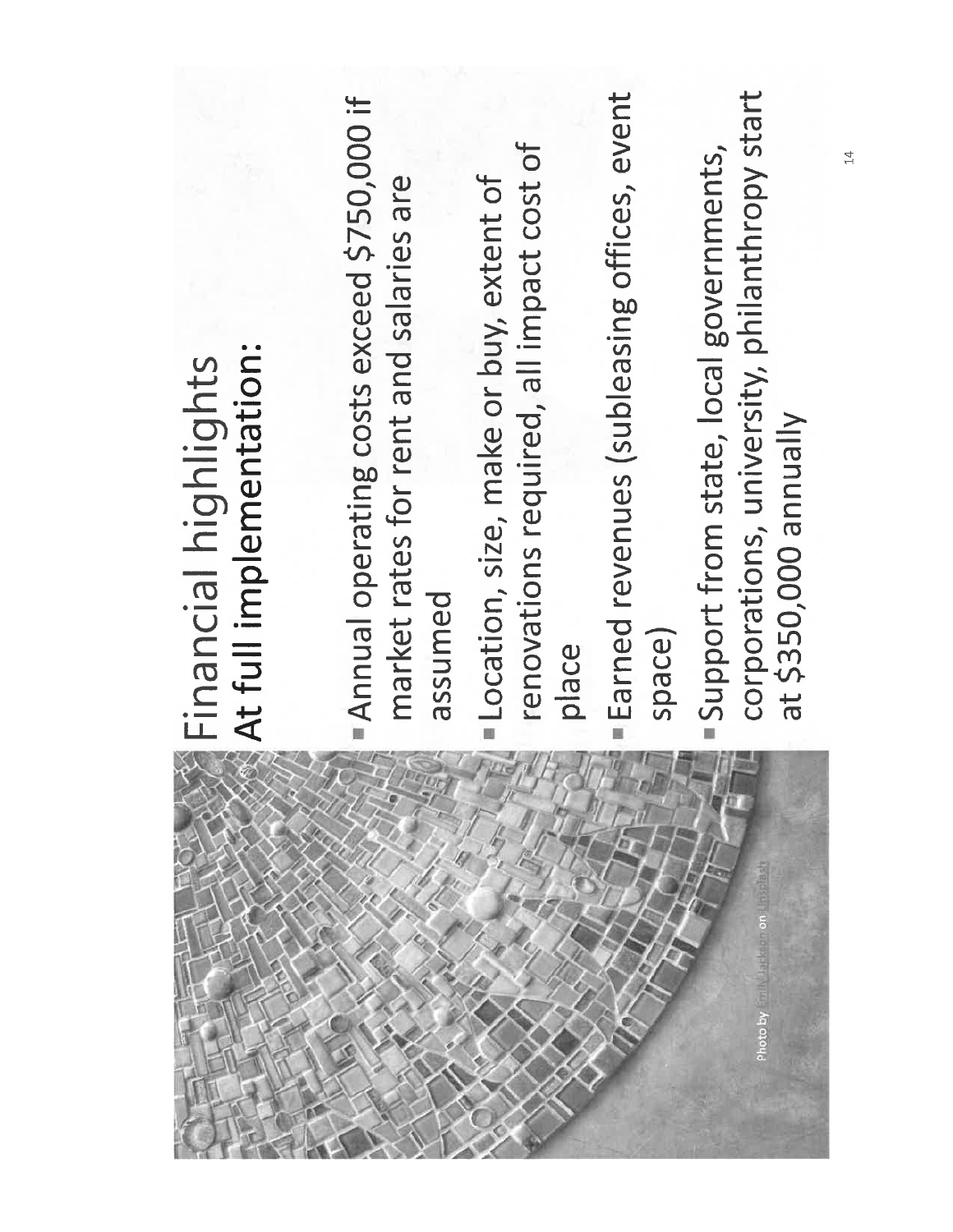# Financial highlights

## At full implementation:

- Annual operating costs exceed $750,000 if market rates for rent and salaries are assumed
- Location, size, make or buy, extent of renovations required, all impact cost of place
- Earned revenues (subleasing offices, event space)
- Support from state, local governments, corporations, university, philanthropy start at $350,000 annually

Photo by Emily Jackson on Unsplash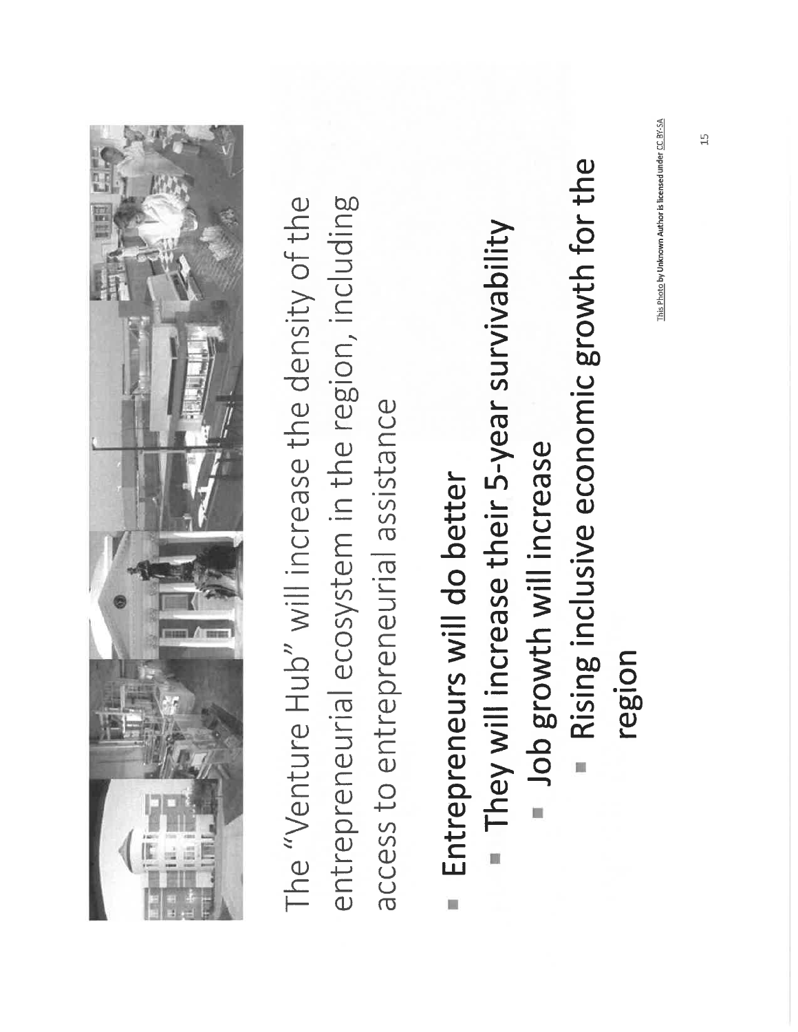The "Venture Hub" will increase the density of the entrepreneurial ecosystem in the region, including access to entrepreneurial assistance

- **Entrepreneurs will do better**
  - **They will increase their 5-year survivability**
    - **Job growth will increase**
      - **Rising inclusive economic growth for the region**

This Photo by Unknown Author is licensed under CC BY-SA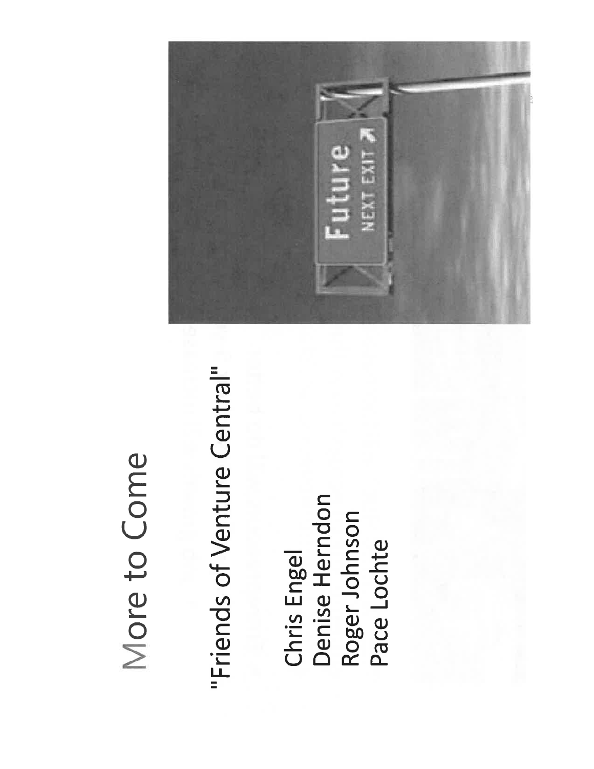# More to Come

"Friends of Venture Central"

Chris Engel
Denise Herndon
Roger Johnson
Pace Lochte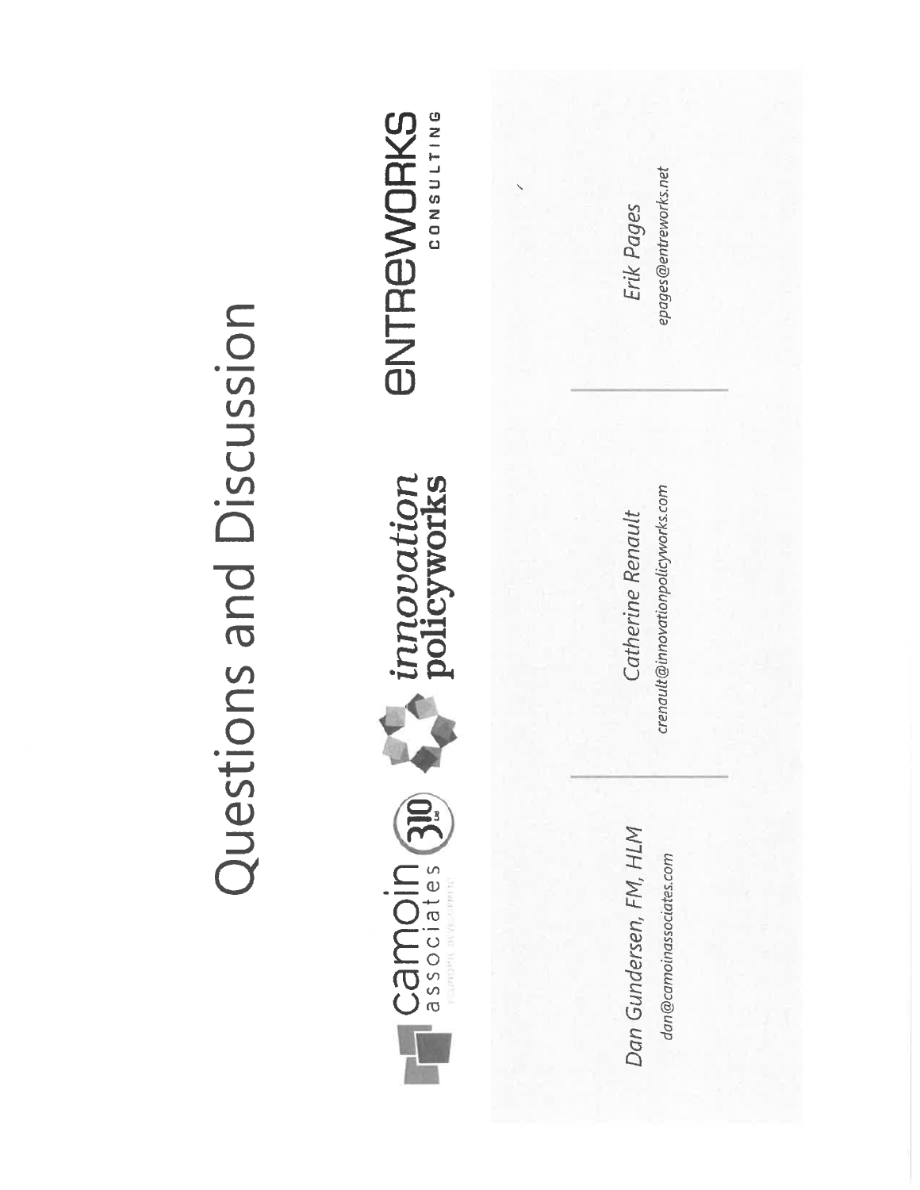# Questions and Discussion

camoin associates

innovation policyworks

entreworks CONSULTING

*Dan Gundersen, FM, HLM*
*dan@camoinassociates.com*

*Catherine Renault*
*crenault@innovationpolicyworks.com*

*Erik Pages*
*epages@entreworks.net*